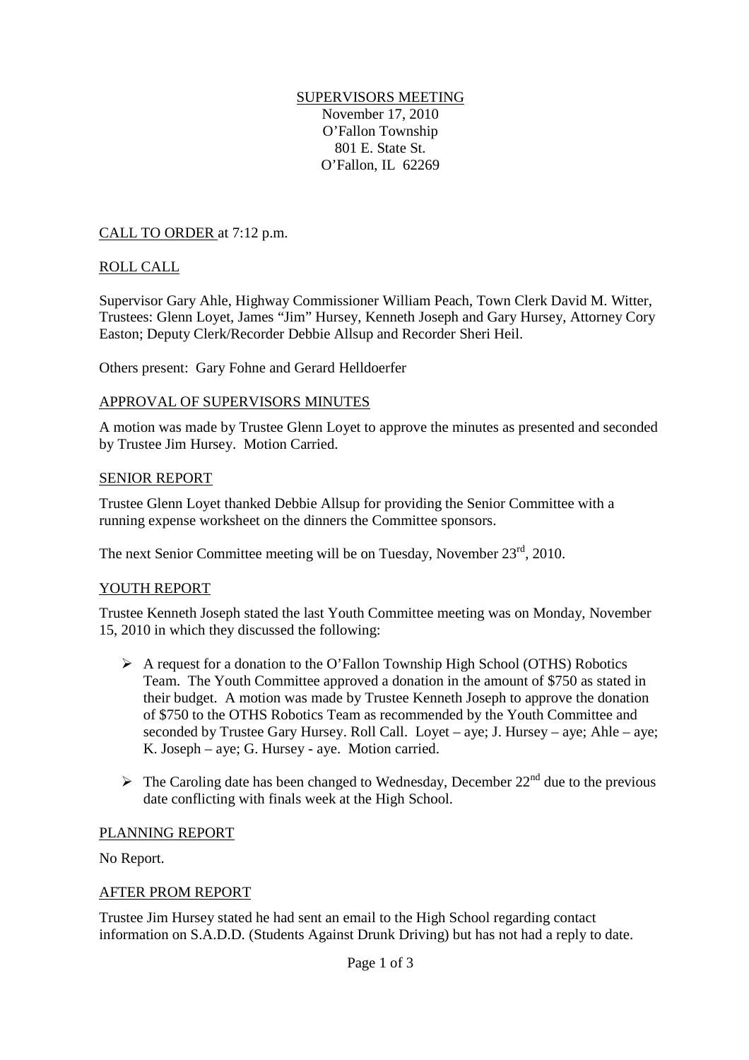SUPERVISORS MEETING
November 17, 2010
O'Fallon Township
801 E. State St.
O'Fallon, IL 62269

## CALL TO ORDER at 7:12 p.m.

## ROLL CALL

Supervisor Gary Ahle, Highway Commissioner William Peach, Town Clerk David M. Witter, Trustees: Glenn Loyet, James "Jim" Hursey, Kenneth Joseph and Gary Hursey, Attorney Cory Easton; Deputy Clerk/Recorder Debbie Allsup and Recorder Sheri Heil.

Others present: Gary Fohne and Gerard Helldoerfer

## APPROVAL OF SUPERVISORS MINUTES

A motion was made by Trustee Glenn Loyet to approve the minutes as presented and seconded by Trustee Jim Hursey. Motion Carried.

## SENIOR REPORT

Trustee Glenn Loyet thanked Debbie Allsup for providing the Senior Committee with a running expense worksheet on the dinners the Committee sponsors.

The next Senior Committee meeting will be on Tuesday, November 23rd, 2010.

## YOUTH REPORT

Trustee Kenneth Joseph stated the last Youth Committee meeting was on Monday, November 15, 2010 in which they discussed the following:

- A request for a donation to the O'Fallon Township High School (OTHS) Robotics Team. The Youth Committee approved a donation in the amount of $750 as stated in their budget. A motion was made by Trustee Kenneth Joseph to approve the donation of $750 to the OTHS Robotics Team as recommended by the Youth Committee and seconded by Trustee Gary Hursey. Roll Call. Loyet – aye; J. Hursey – aye; Ahle – aye; K. Joseph – aye; G. Hursey - aye. Motion carried.
- The Caroling date has been changed to Wednesday, December 22nd due to the previous date conflicting with finals week at the High School.

## PLANNING REPORT

No Report.

## AFTER PROM REPORT

Trustee Jim Hursey stated he had sent an email to the High School regarding contact information on S.A.D.D. (Students Against Drunk Driving) but has not had a reply to date.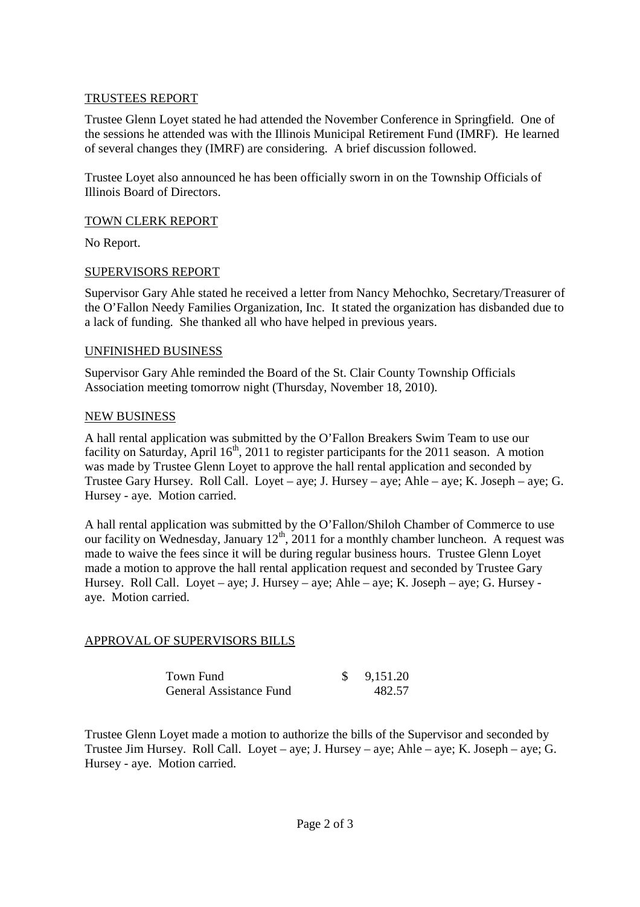## TRUSTEES REPORT

Trustee Glenn Loyet stated he had attended the November Conference in Springfield. One of the sessions he attended was with the Illinois Municipal Retirement Fund (IMRF). He learned of several changes they (IMRF) are considering. A brief discussion followed.

Trustee Loyet also announced he has been officially sworn in on the Township Officials of Illinois Board of Directors.

## TOWN CLERK REPORT

No Report.

## SUPERVISORS REPORT

Supervisor Gary Ahle stated he received a letter from Nancy Mehochko, Secretary/Treasurer of the O'Fallon Needy Families Organization, Inc. It stated the organization has disbanded due to a lack of funding. She thanked all who have helped in previous years.

## UNFINISHED BUSINESS

Supervisor Gary Ahle reminded the Board of the St. Clair County Township Officials Association meeting tomorrow night (Thursday, November 18, 2010).

## NEW BUSINESS

A hall rental application was submitted by the O'Fallon Breakers Swim Team to use our facility on Saturday, April 16th, 2011 to register participants for the 2011 season. A motion was made by Trustee Glenn Loyet to approve the hall rental application and seconded by Trustee Gary Hursey. Roll Call. Loyet – aye; J. Hursey – aye; Ahle – aye; K. Joseph – aye; G. Hursey - aye. Motion carried.

A hall rental application was submitted by the O'Fallon/Shiloh Chamber of Commerce to use our facility on Wednesday, January 12th, 2011 for a monthly chamber luncheon. A request was made to waive the fees since it will be during regular business hours. Trustee Glenn Loyet made a motion to approve the hall rental application request and seconded by Trustee Gary Hursey. Roll Call. Loyet – aye; J. Hursey – aye; Ahle – aye; K. Joseph – aye; G. Hursey - aye. Motion carried.

## APPROVAL OF SUPERVISORS BILLS

| | |
|---|---|
| Town Fund | $ 9,151.20 |
| General Assistance Fund | 482.57 |

Trustee Glenn Loyet made a motion to authorize the bills of the Supervisor and seconded by Trustee Jim Hursey. Roll Call. Loyet – aye; J. Hursey – aye; Ahle – aye; K. Joseph – aye; G. Hursey - aye. Motion carried.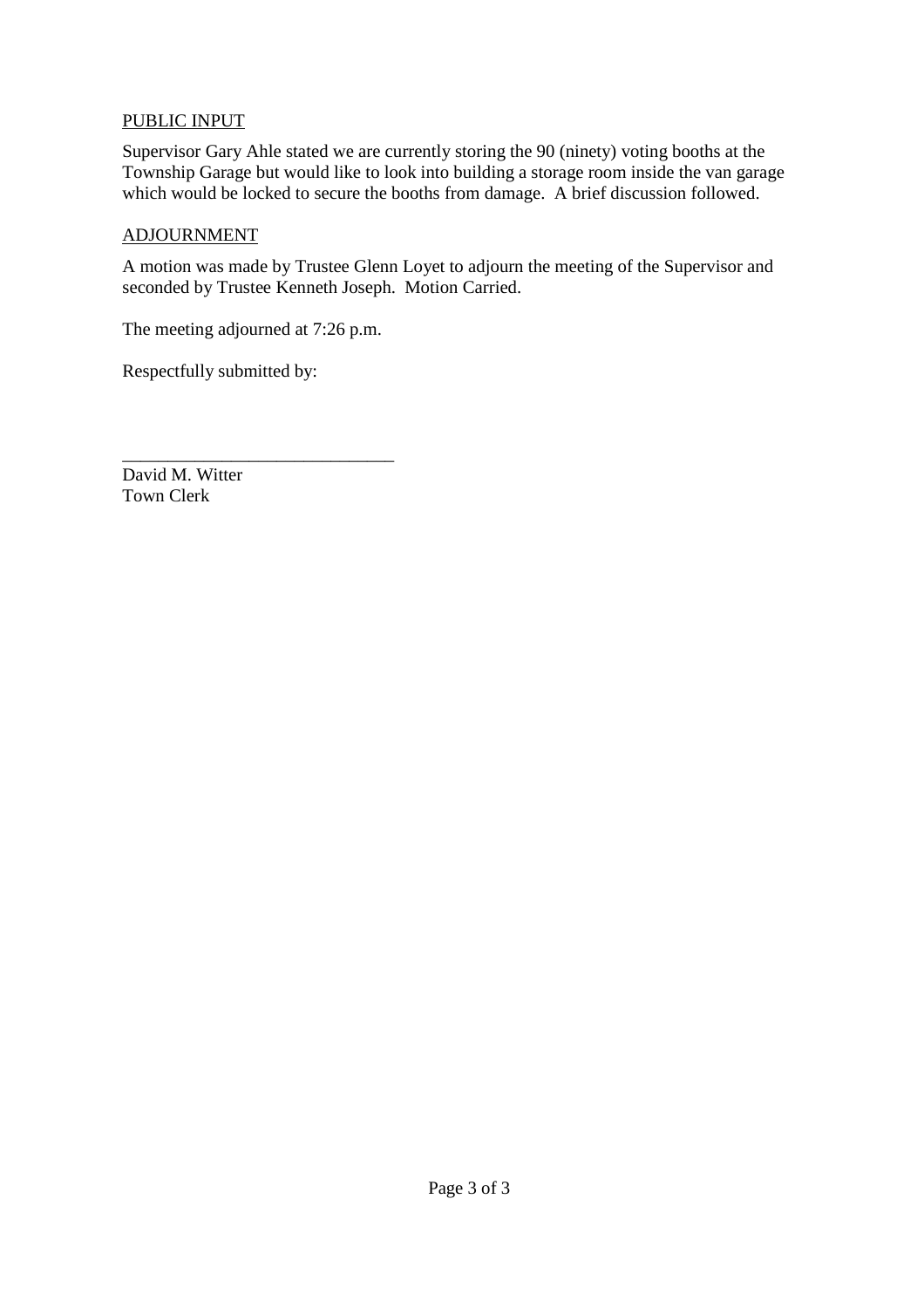PUBLIC INPUT

Supervisor Gary Ahle stated we are currently storing the 90 (ninety) voting booths at the Township Garage but would like to look into building a storage room inside the van garage which would be locked to secure the booths from damage. A brief discussion followed.

ADJOURNMENT

A motion was made by Trustee Glenn Loyet to adjourn the meeting of the Supervisor and seconded by Trustee Kenneth Joseph. Motion Carried.

The meeting adjourned at 7:26 p.m.

Respectfully submitted by:

______________________________

David M. Witter
Town Clerk